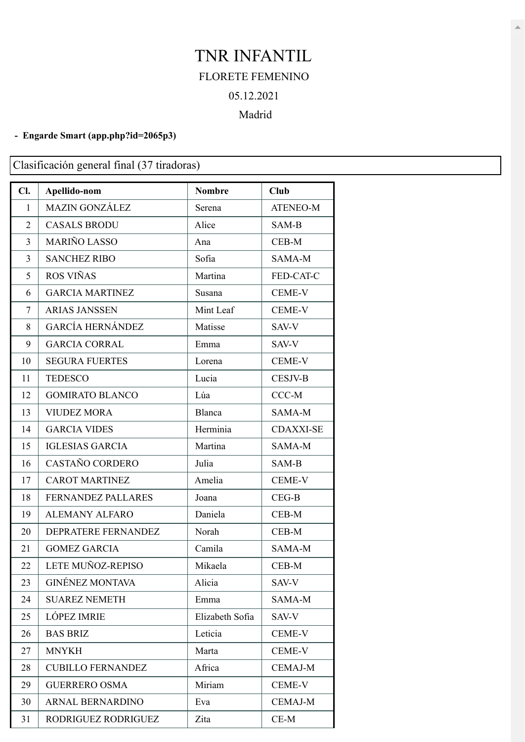# TNR INFANTIL

FLORETE FEMENINO

05.12.2021

Madrid

- **Engarde Smart (app.php?id=2065p3)**

Clasificación general final (37 tiradoras)

| Cl. | Apellido-nom | Nombre | Club |
|---|---|---|---|
| 1 | MAZIN GONZÁLEZ | Serena | ATENEO-M |
| 2 | CASALS BRODU | Alice | SAM-B |
| 3 | MARIÑO LASSO | Ana | CEB-M |
| 3 | SANCHEZ RIBO | Sofia | SAMA-M |
| 5 | ROS VIÑAS | Martina | FED-CAT-C |
| 6 | GARCIA MARTINEZ | Susana | CEME-V |
| 7 | ARIAS JANSSEN | Mint Leaf | CEME-V |
| 8 | GARCÍA HERNÁNDEZ | Matisse | SAV-V |
| 9 | GARCIA CORRAL | Emma | SAV-V |
| 10 | SEGURA FUERTES | Lorena | CEME-V |
| 11 | TEDESCO | Lucia | CESJV-B |
| 12 | GOMIRATO BLANCO | Lúa | CCC-M |
| 13 | VIUDEZ MORA | Blanca | SAMA-M |
| 14 | GARCIA VIDES | Herminia | CDAXXI-SE |
| 15 | IGLESIAS GARCIA | Martina | SAMA-M |
| 16 | CASTAÑO CORDERO | Julia | SAM-B |
| 17 | CAROT MARTINEZ | Amelia | CEME-V |
| 18 | FERNANDEZ PALLARES | Joana | CEG-B |
| 19 | ALEMANY ALFARO | Daniela | CEB-M |
| 20 | DEPRATERE FERNANDEZ | Norah | CEB-M |
| 21 | GOMEZ GARCIA | Camila | SAMA-M |
| 22 | LETE MUÑOZ-REPISO | Mikaela | CEB-M |
| 23 | GINÉNEZ MONTAVA | Alicia | SAV-V |
| 24 | SUAREZ NEMETH | Emma | SAMA-M |
| 25 | LÓPEZ IMRIE | Elizabeth Sofia | SAV-V |
| 26 | BAS BRIZ | Leticia | CEME-V |
| 27 | MNYKH | Marta | CEME-V |
| 28 | CUBILLO FERNANDEZ | Africa | CEMAJ-M |
| 29 | GUERRERO OSMA | Miriam | CEME-V |
| 30 | ARNAL BERNARDINO | Eva | CEMAJ-M |
| 31 | RODRIGUEZ RODRIGUEZ | Zita | CE-M |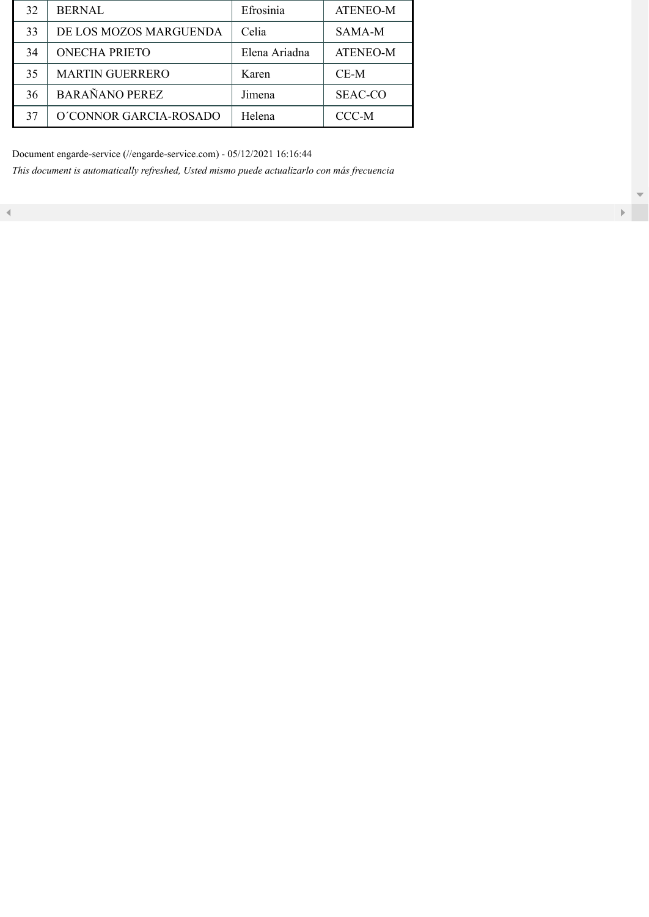| | | | |
|---|---|---|---|
| 32 | BERNAL | Efrosinia | ATENEO-M |
| 33 | DE LOS MOZOS MARGUENDA | Celia | SAMA-M |
| 34 | ONECHA PRIETO | Elena Ariadna | ATENEO-M |
| 35 | MARTIN GUERRERO | Karen | CE-M |
| 36 | BARAÑANO PEREZ | Jimena | SEAC-CO |
| 37 | O´CONNOR GARCIA-ROSADO | Helena | CCC-M |

Document engarde-service (//engarde-service.com) - 05/12/2021 16:16:44

*This document is automatically refreshed, Usted mismo puede actualizarlo con más frecuencia*